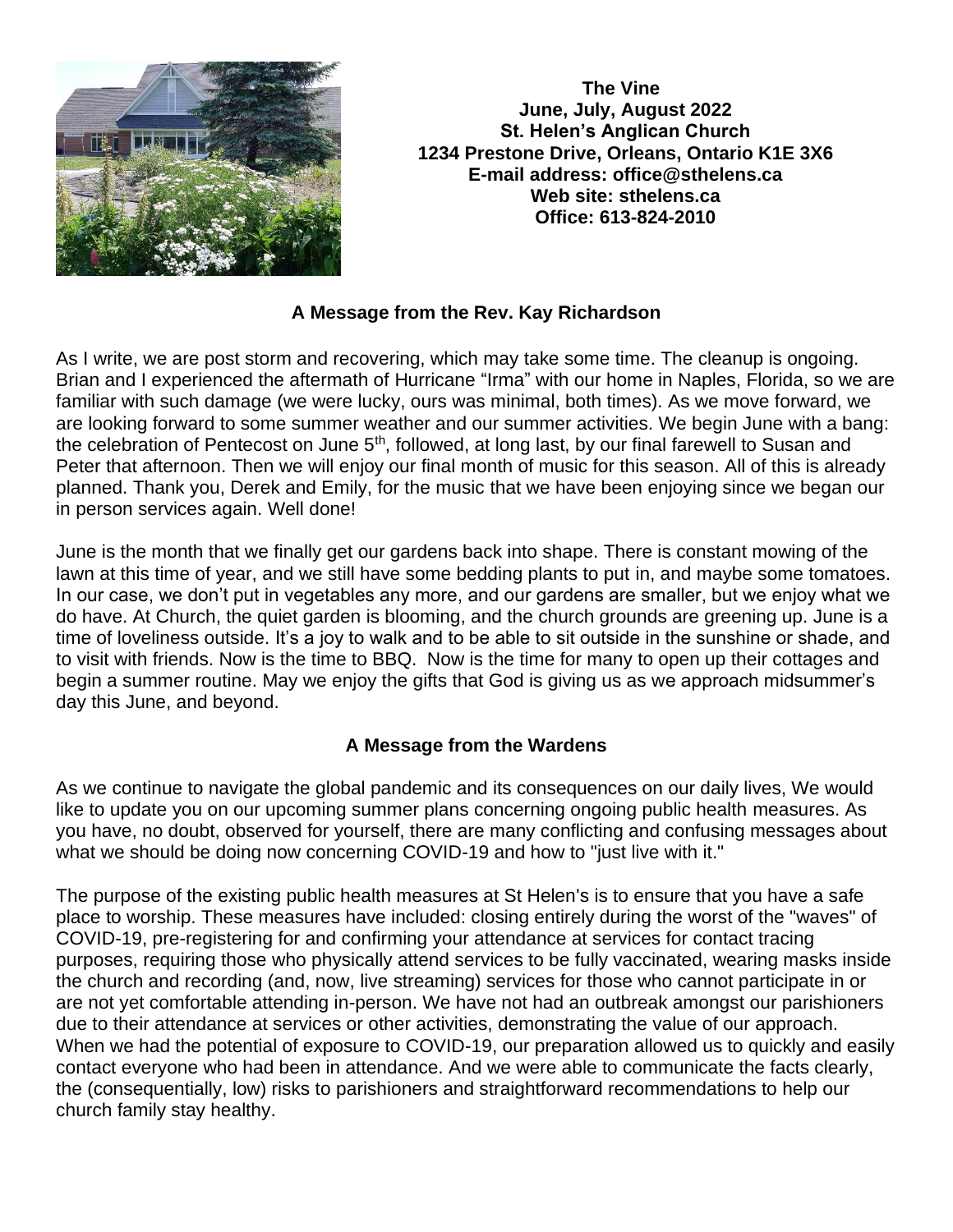**The Vine**
**June, July, August 2022**
**St. Helen's Anglican Church**
**1234 Prestone Drive, Orleans, Ontario K1E 3X6**
**E-mail address: office@sthelens.ca**
**Web site: sthelens.ca**
**Office: 613-824-2010**

## A Message from the Rev. Kay Richardson

As I write, we are post storm and recovering, which may take some time. The cleanup is ongoing. Brian and I experienced the aftermath of Hurricane "Irma" with our home in Naples, Florida, so we are familiar with such damage (we were lucky, ours was minimal, both times). As we move forward, we are looking forward to some summer weather and our summer activities. We begin June with a bang: the celebration of Pentecost on June 5th, followed, at long last, by our final farewell to Susan and Peter that afternoon. Then we will enjoy our final month of music for this season. All of this is already planned. Thank you, Derek and Emily, for the music that we have been enjoying since we began our in person services again. Well done!

June is the month that we finally get our gardens back into shape. There is constant mowing of the lawn at this time of year, and we still have some bedding plants to put in, and maybe some tomatoes. In our case, we don't put in vegetables any more, and our gardens are smaller, but we enjoy what we do have. At Church, the quiet garden is blooming, and the church grounds are greening up. June is a time of loveliness outside. It's a joy to walk and to be able to sit outside in the sunshine or shade, and to visit with friends. Now is the time to BBQ. Now is the time for many to open up their cottages and begin a summer routine. May we enjoy the gifts that God is giving us as we approach midsummer's day this June, and beyond.

## A Message from the Wardens

As we continue to navigate the global pandemic and its consequences on our daily lives, We would like to update you on our upcoming summer plans concerning ongoing public health measures. As you have, no doubt, observed for yourself, there are many conflicting and confusing messages about what we should be doing now concerning COVID-19 and how to "just live with it."

The purpose of the existing public health measures at St Helen's is to ensure that you have a safe place to worship. These measures have included: closing entirely during the worst of the "waves" of COVID-19, pre-registering for and confirming your attendance at services for contact tracing purposes, requiring those who physically attend services to be fully vaccinated, wearing masks inside the church and recording (and, now, live streaming) services for those who cannot participate in or are not yet comfortable attending in-person. We have not had an outbreak amongst our parishioners due to their attendance at services or other activities, demonstrating the value of our approach. When we had the potential of exposure to COVID-19, our preparation allowed us to quickly and easily contact everyone who had been in attendance. And we were able to communicate the facts clearly, the (consequentially, low) risks to parishioners and straightforward recommendations to help our church family stay healthy.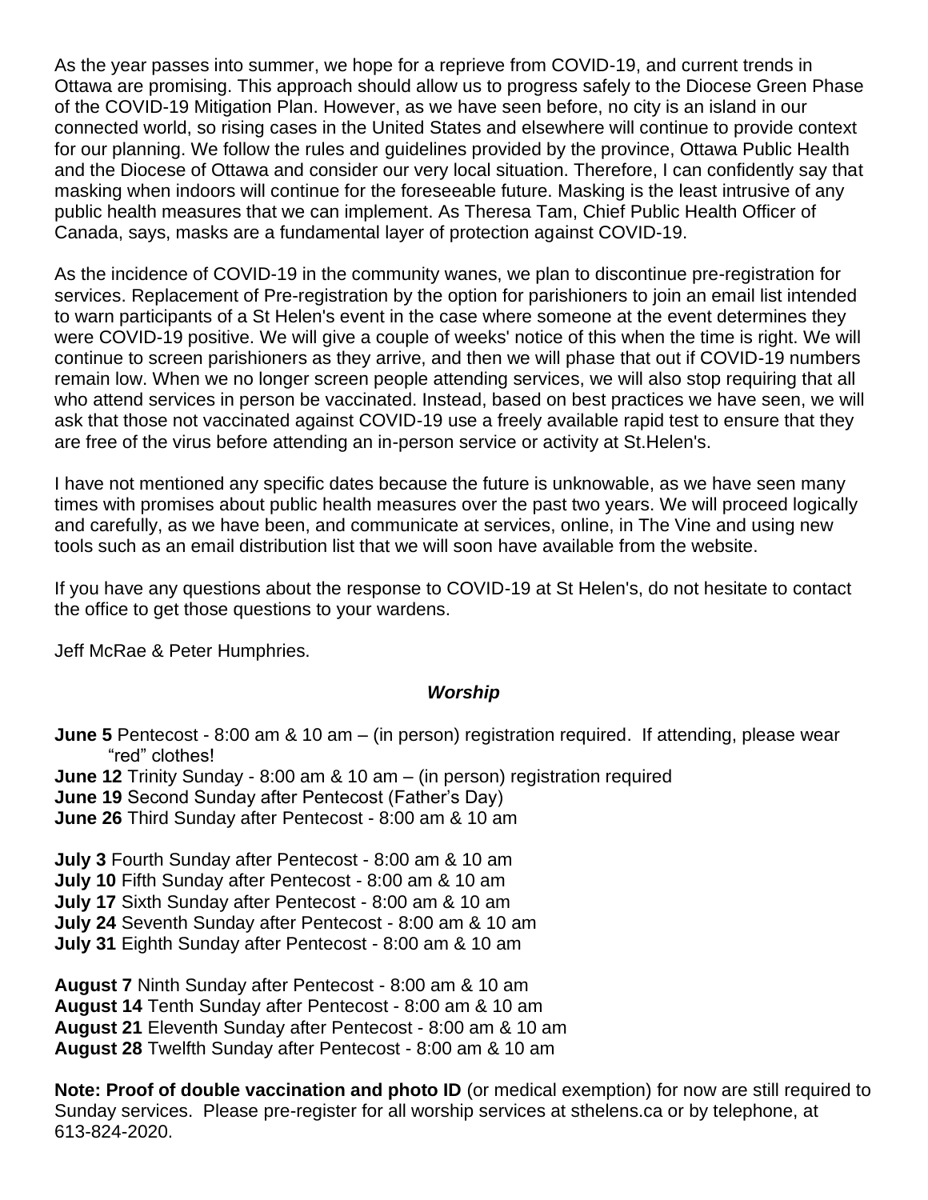As the year passes into summer, we hope for a reprieve from COVID-19, and current trends in Ottawa are promising. This approach should allow us to progress safely to the Diocese Green Phase of the COVID-19 Mitigation Plan. However, as we have seen before, no city is an island in our connected world, so rising cases in the United States and elsewhere will continue to provide context for our planning. We follow the rules and guidelines provided by the province, Ottawa Public Health and the Diocese of Ottawa and consider our very local situation. Therefore, I can confidently say that masking when indoors will continue for the foreseeable future. Masking is the least intrusive of any public health measures that we can implement. As Theresa Tam, Chief Public Health Officer of Canada, says, masks are a fundamental layer of protection against COVID-19.

As the incidence of COVID-19 in the community wanes, we plan to discontinue pre-registration for services. Replacement of Pre-registration by the option for parishioners to join an email list intended to warn participants of a St Helen's event in the case where someone at the event determines they were COVID-19 positive. We will give a couple of weeks' notice of this when the time is right. We will continue to screen parishioners as they arrive, and then we will phase that out if COVID-19 numbers remain low. When we no longer screen people attending services, we will also stop requiring that all who attend services in person be vaccinated. Instead, based on best practices we have seen, we will ask that those not vaccinated against COVID-19 use a freely available rapid test to ensure that they are free of the virus before attending an in-person service or activity at St.Helen's.

I have not mentioned any specific dates because the future is unknowable, as we have seen many times with promises about public health measures over the past two years. We will proceed logically and carefully, as we have been, and communicate at services, online, in The Vine and using new tools such as an email distribution list that we will soon have available from the website.

If you have any questions about the response to COVID-19 at St Helen's, do not hesitate to contact the office to get those questions to your wardens.

Jeff McRae & Peter Humphries.

### *Worship*

**June 5** Pentecost - 8:00 am & 10 am – (in person) registration required. If attending, please wear "red" clothes!
**June 12** Trinity Sunday - 8:00 am & 10 am – (in person) registration required
**June 19** Second Sunday after Pentecost (Father's Day)
**June 26** Third Sunday after Pentecost - 8:00 am & 10 am

**July 3** Fourth Sunday after Pentecost - 8:00 am & 10 am
**July 10** Fifth Sunday after Pentecost - 8:00 am & 10 am
**July 17** Sixth Sunday after Pentecost - 8:00 am & 10 am
**July 24** Seventh Sunday after Pentecost - 8:00 am & 10 am
**July 31** Eighth Sunday after Pentecost - 8:00 am & 10 am

**August 7** Ninth Sunday after Pentecost - 8:00 am & 10 am
**August 14** Tenth Sunday after Pentecost - 8:00 am & 10 am
**August 21** Eleventh Sunday after Pentecost - 8:00 am & 10 am
**August 28** Twelfth Sunday after Pentecost - 8:00 am & 10 am

**Note: Proof of double vaccination and photo ID** (or medical exemption) for now are still required to Sunday services. Please pre-register for all worship services at sthelens.ca or by telephone, at 613-824-2020.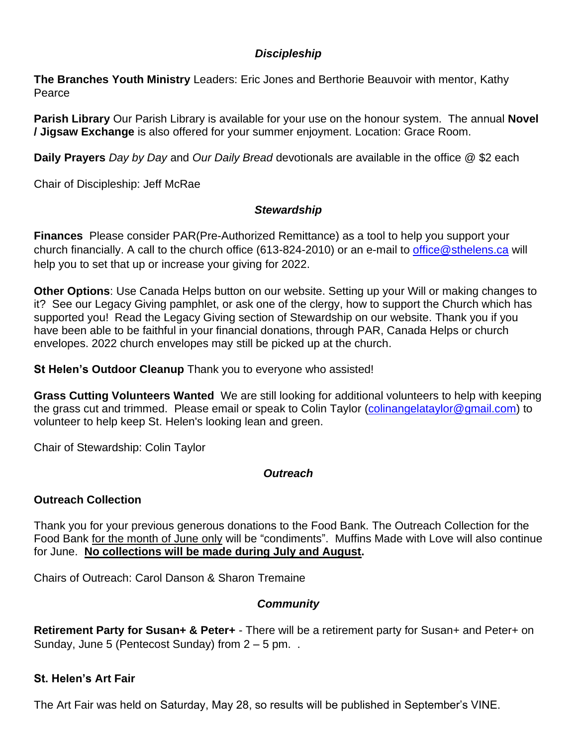### *Discipleship*

**The Branches Youth Ministry** Leaders: Eric Jones and Berthorie Beauvoir with mentor, Kathy Pearce

**Parish Library** Our Parish Library is available for your use on the honour system. The annual **Novel / Jigsaw Exchange** is also offered for your summer enjoyment. Location: Grace Room.

**Daily Prayers** *Day by Day* and *Our Daily Bread* devotionals are available in the office @ $2 each

Chair of Discipleship: Jeff McRae

### *Stewardship*

**Finances** Please consider PAR(Pre-Authorized Remittance) as a tool to help you support your church financially. A call to the church office (613-824-2010) or an e-mail to office@sthelens.ca will help you to set that up or increase your giving for 2022.

**Other Options**: Use Canada Helps button on our website. Setting up your Will or making changes to it? See our Legacy Giving pamphlet, or ask one of the clergy, how to support the Church which has supported you! Read the Legacy Giving section of Stewardship on our website. Thank you if you have been able to be faithful in your financial donations, through PAR, Canada Helps or church envelopes. 2022 church envelopes may still be picked up at the church.

**St Helen's Outdoor Cleanup** Thank you to everyone who assisted!

**Grass Cutting Volunteers Wanted** We are still looking for additional volunteers to help with keeping the grass cut and trimmed. Please email or speak to Colin Taylor (colinangelataylor@gmail.com) to volunteer to help keep St. Helen's looking lean and green.

Chair of Stewardship: Colin Taylor

### *Outreach*

**Outreach Collection**

Thank you for your previous generous donations to the Food Bank. The Outreach Collection for the Food Bank for the month of June only will be "condiments". Muffins Made with Love will also continue for June. **No collections will be made during July and August.**

Chairs of Outreach: Carol Danson & Sharon Tremaine

### *Community*

**Retirement Party for Susan+ & Peter+** - There will be a retirement party for Susan+ and Peter+ on Sunday, June 5 (Pentecost Sunday) from 2 – 5 pm. .

**St. Helen's Art Fair**

The Art Fair was held on Saturday, May 28, so results will be published in September's VINE.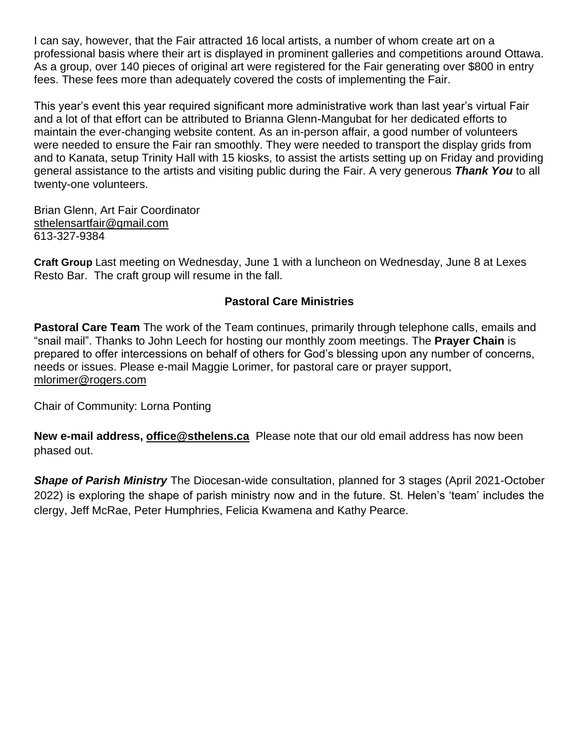I can say, however, that the Fair attracted 16 local artists, a number of whom create art on a professional basis where their art is displayed in prominent galleries and competitions around Ottawa. As a group, over 140 pieces of original art were registered for the Fair generating over $800 in entry fees. These fees more than adequately covered the costs of implementing the Fair.

This year's event this year required significant more administrative work than last year's virtual Fair and a lot of that effort can be attributed to Brianna Glenn-Mangubat for her dedicated efforts to maintain the ever-changing website content. As an in-person affair, a good number of volunteers were needed to ensure the Fair ran smoothly. They were needed to transport the display grids from and to Kanata, setup Trinity Hall with 15 kiosks, to assist the artists setting up on Friday and providing general assistance to the artists and visiting public during the Fair. A very generous ***Thank You*** to all twenty-one volunteers.

Brian Glenn, Art Fair Coordinator
sthelensartfair@gmail.com
613-327-9384

**Craft Group** Last meeting on Wednesday, June 1 with a luncheon on Wednesday, June 8 at Lexes Resto Bar. The craft group will resume in the fall.

### Pastoral Care Ministries

**Pastoral Care Team** The work of the Team continues, primarily through telephone calls, emails and "snail mail". Thanks to John Leech for hosting our monthly zoom meetings. The **Prayer Chain** is prepared to offer intercessions on behalf of others for God's blessing upon any number of concerns, needs or issues. Please e-mail Maggie Lorimer, for pastoral care or prayer support, mlorimer@rogers.com

Chair of Community: Lorna Ponting

**New e-mail address, office@sthelens.ca** Please note that our old email address has now been phased out.

***Shape of Parish Ministry*** The Diocesan-wide consultation, planned for 3 stages (April 2021-October 2022) is exploring the shape of parish ministry now and in the future. St. Helen's 'team' includes the clergy, Jeff McRae, Peter Humphries, Felicia Kwamena and Kathy Pearce.